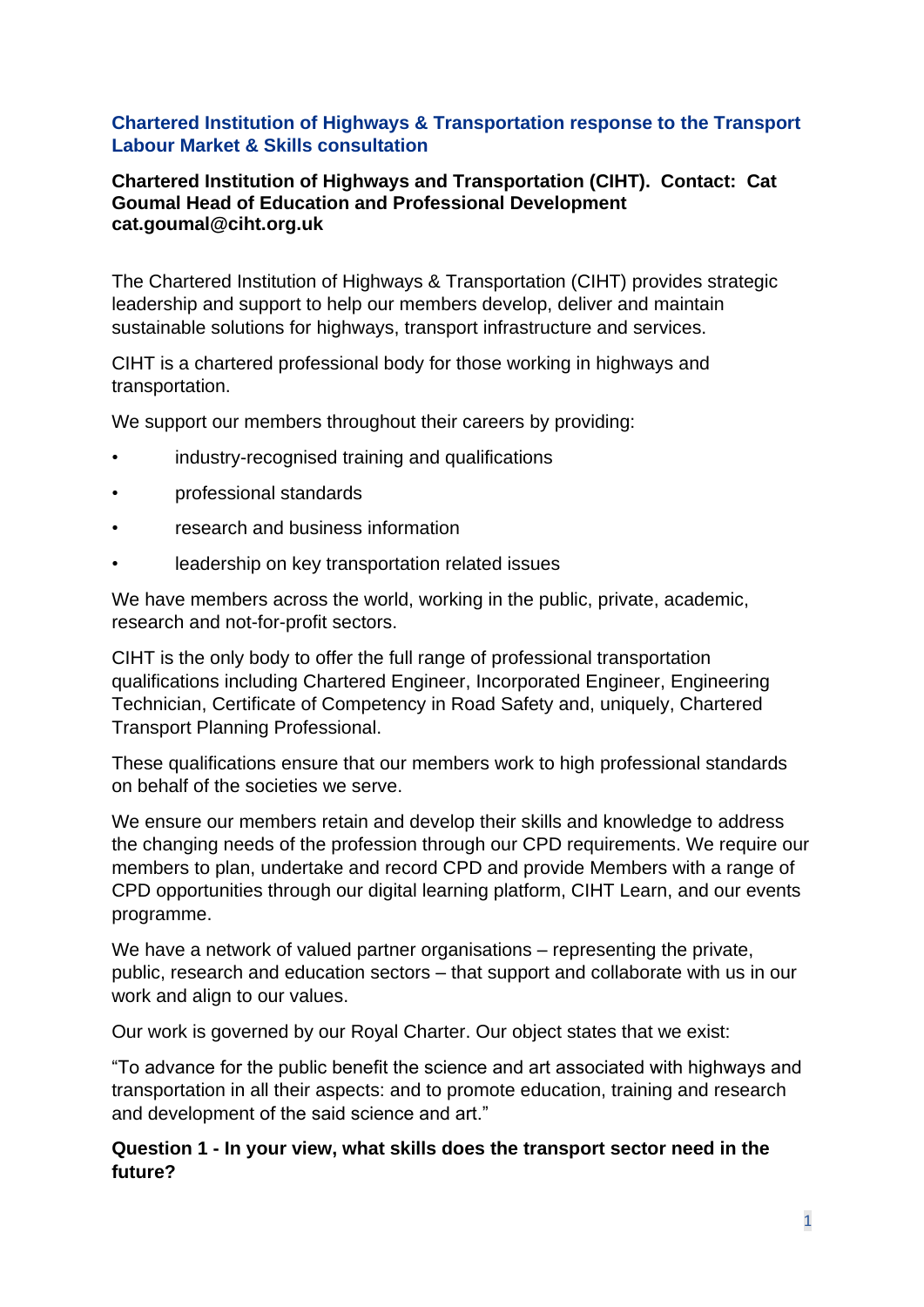# Chartered Institution of Highways & Transportation response to the Transport Labour Market & Skills consultation

**Chartered Institution of Highways and Transportation (CIHT). Contact: Cat Goumal Head of Education and Professional Development cat.goumal@ciht.org.uk**

The Chartered Institution of Highways & Transportation (CIHT) provides strategic leadership and support to help our members develop, deliver and maintain sustainable solutions for highways, transport infrastructure and services.

CIHT is a chartered professional body for those working in highways and transportation.

We support our members throughout their careers by providing:

- industry-recognised training and qualifications
- professional standards
- research and business information
- leadership on key transportation related issues

We have members across the world, working in the public, private, academic, research and not-for-profit sectors.

CIHT is the only body to offer the full range of professional transportation qualifications including Chartered Engineer, Incorporated Engineer, Engineering Technician, Certificate of Competency in Road Safety and, uniquely, Chartered Transport Planning Professional.

These qualifications ensure that our members work to high professional standards on behalf of the societies we serve.

We ensure our members retain and develop their skills and knowledge to address the changing needs of the profession through our CPD requirements. We require our members to plan, undertake and record CPD and provide Members with a range of CPD opportunities through our digital learning platform, CIHT Learn, and our events programme.

We have a network of valued partner organisations – representing the private, public, research and education sectors – that support and collaborate with us in our work and align to our values.

Our work is governed by our Royal Charter. Our object states that we exist:

"To advance for the public benefit the science and art associated with highways and transportation in all their aspects: and to promote education, training and research and development of the said science and art."

**Question 1 - In your view, what skills does the transport sector need in the future?**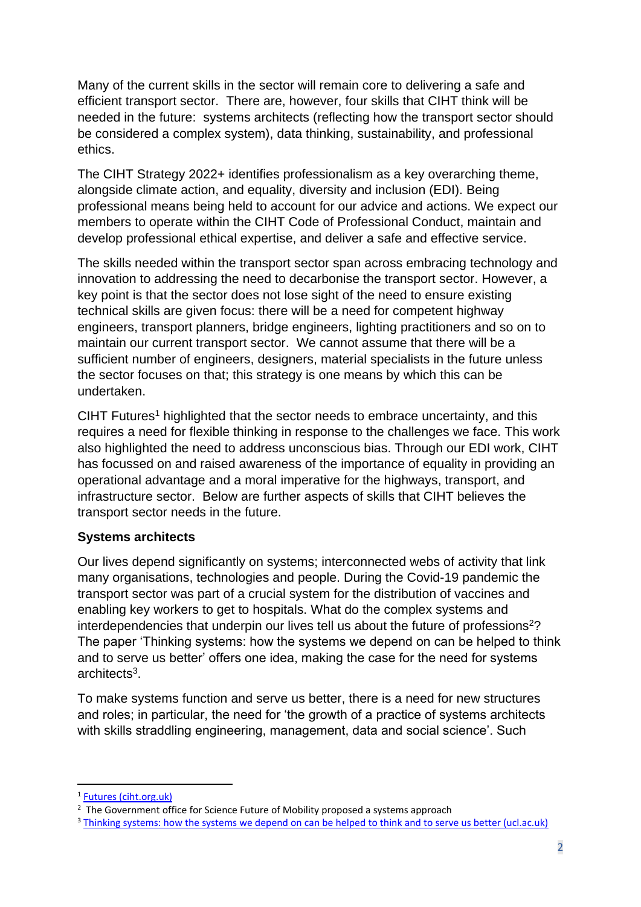Many of the current skills in the sector will remain core to delivering a safe and efficient transport sector. There are, however, four skills that CIHT think will be needed in the future: systems architects (reflecting how the transport sector should be considered a complex system), data thinking, sustainability, and professional ethics.

The CIHT Strategy 2022+ identifies professionalism as a key overarching theme, alongside climate action, and equality, diversity and inclusion (EDI). Being professional means being held to account for our advice and actions. We expect our members to operate within the CIHT Code of Professional Conduct, maintain and develop professional ethical expertise, and deliver a safe and effective service.

The skills needed within the transport sector span across embracing technology and innovation to addressing the need to decarbonise the transport sector. However, a key point is that the sector does not lose sight of the need to ensure existing technical skills are given focus: there will be a need for competent highway engineers, transport planners, bridge engineers, lighting practitioners and so on to maintain our current transport sector. We cannot assume that there will be a sufficient number of engineers, designers, material specialists in the future unless the sector focuses on that; this strategy is one means by which this can be undertaken.

CIHT Futures[1] highlighted that the sector needs to embrace uncertainty, and this requires a need for flexible thinking in response to the challenges we face. This work also highlighted the need to address unconscious bias. Through our EDI work, CIHT has focussed on and raised awareness of the importance of equality in providing an operational advantage and a moral imperative for the highways, transport, and infrastructure sector. Below are further aspects of skills that CIHT believes the transport sector needs in the future.

**Systems architects**

Our lives depend significantly on systems; interconnected webs of activity that link many organisations, technologies and people. During the Covid-19 pandemic the transport sector was part of a crucial system for the distribution of vaccines and enabling key workers to get to hospitals. What do the complex systems and interdependencies that underpin our lives tell us about the future of professions[2]? The paper 'Thinking systems: how the systems we depend on can be helped to think and to serve us better' offers one idea, making the case for the need for systems architects[3].

To make systems function and serve us better, there is a need for new structures and roles; in particular, the need for 'the growth of a practice of systems architects with skills straddling engineering, management, data and social science'. Such

---

[1] Futures (ciht.org.uk)

[2] The Government office for Science Future of Mobility proposed a systems approach

[3] Thinking systems: how the systems we depend on can be helped to think and to serve us better (ucl.ac.uk)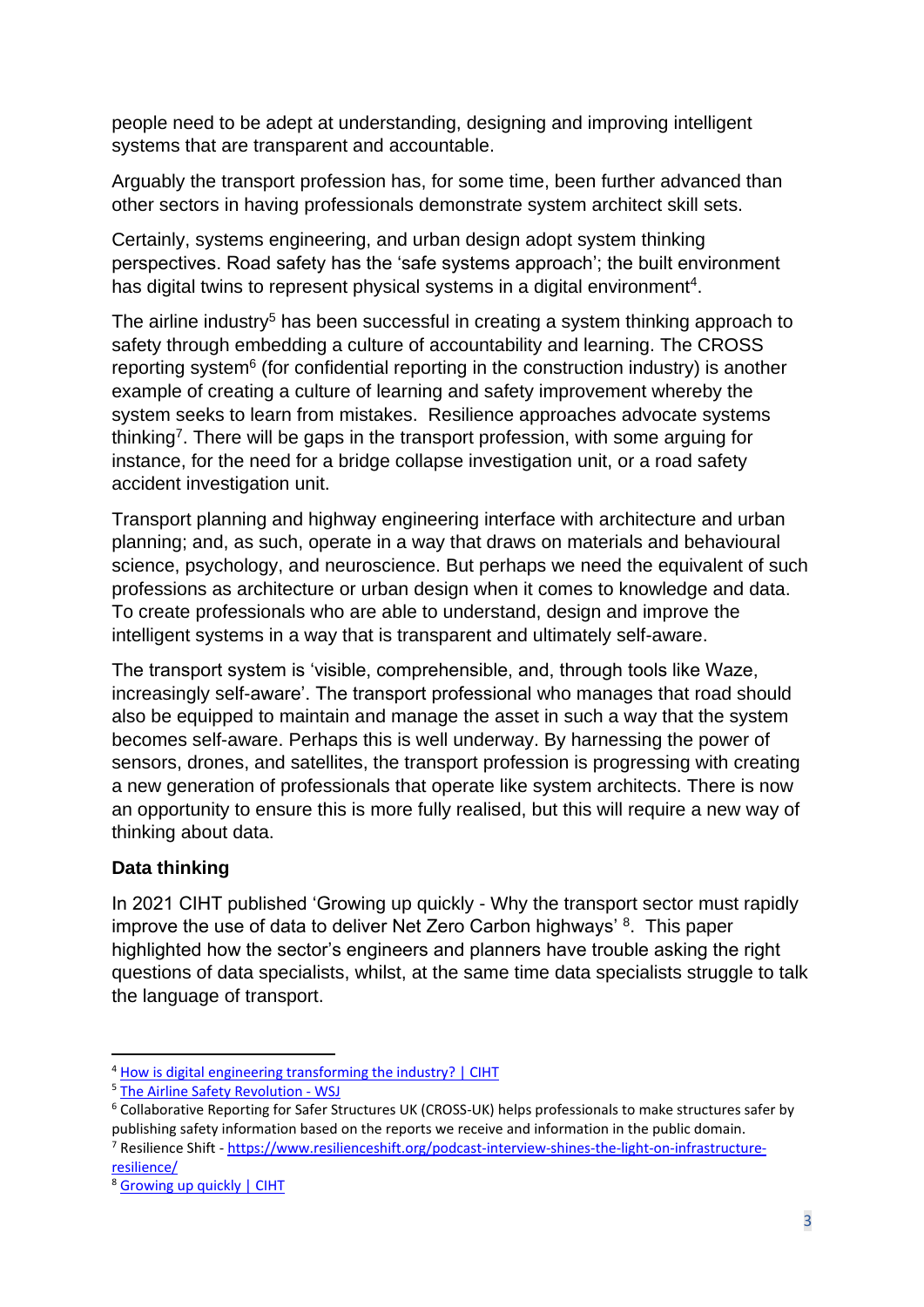people need to be adept at understanding, designing and improving intelligent systems that are transparent and accountable.

Arguably the transport profession has, for some time, been further advanced than other sectors in having professionals demonstrate system architect skill sets.

Certainly, systems engineering, and urban design adopt system thinking perspectives. Road safety has the 'safe systems approach'; the built environment has digital twins to represent physical systems in a digital environment[4].

The airline industry[5] has been successful in creating a system thinking approach to safety through embedding a culture of accountability and learning. The CROSS reporting system[6] (for confidential reporting in the construction industry) is another example of creating a culture of learning and safety improvement whereby the system seeks to learn from mistakes. Resilience approaches advocate systems thinking[7]. There will be gaps in the transport profession, with some arguing for instance, for the need for a bridge collapse investigation unit, or a road safety accident investigation unit.

Transport planning and highway engineering interface with architecture and urban planning; and, as such, operate in a way that draws on materials and behavioural science, psychology, and neuroscience. But perhaps we need the equivalent of such professions as architecture or urban design when it comes to knowledge and data. To create professionals who are able to understand, design and improve the intelligent systems in a way that is transparent and ultimately self-aware.

The transport system is 'visible, comprehensible, and, through tools like Waze, increasingly self-aware'. The transport professional who manages that road should also be equipped to maintain and manage the asset in such a way that the system becomes self-aware. Perhaps this is well underway. By harnessing the power of sensors, drones, and satellites, the transport profession is progressing with creating a new generation of professionals that operate like system architects. There is now an opportunity to ensure this is more fully realised, but this will require a new way of thinking about data.

### Data thinking

In 2021 CIHT published 'Growing up quickly - Why the transport sector must rapidly improve the use of data to deliver Net Zero Carbon highways' [8]. This paper highlighted how the sector's engineers and planners have trouble asking the right questions of data specialists, whilst, at the same time data specialists struggle to talk the language of transport.

---

[4] How is digital engineering transforming the industry? | CIHT

[5] The Airline Safety Revolution - WSJ

[6] Collaborative Reporting for Safer Structures UK (CROSS-UK) helps professionals to make structures safer by publishing safety information based on the reports we receive and information in the public domain.

[7] Resilience Shift - https://www.resilienceshift.org/podcast-interview-shines-the-light-on-infrastructure-resilience/

[8] Growing up quickly | CIHT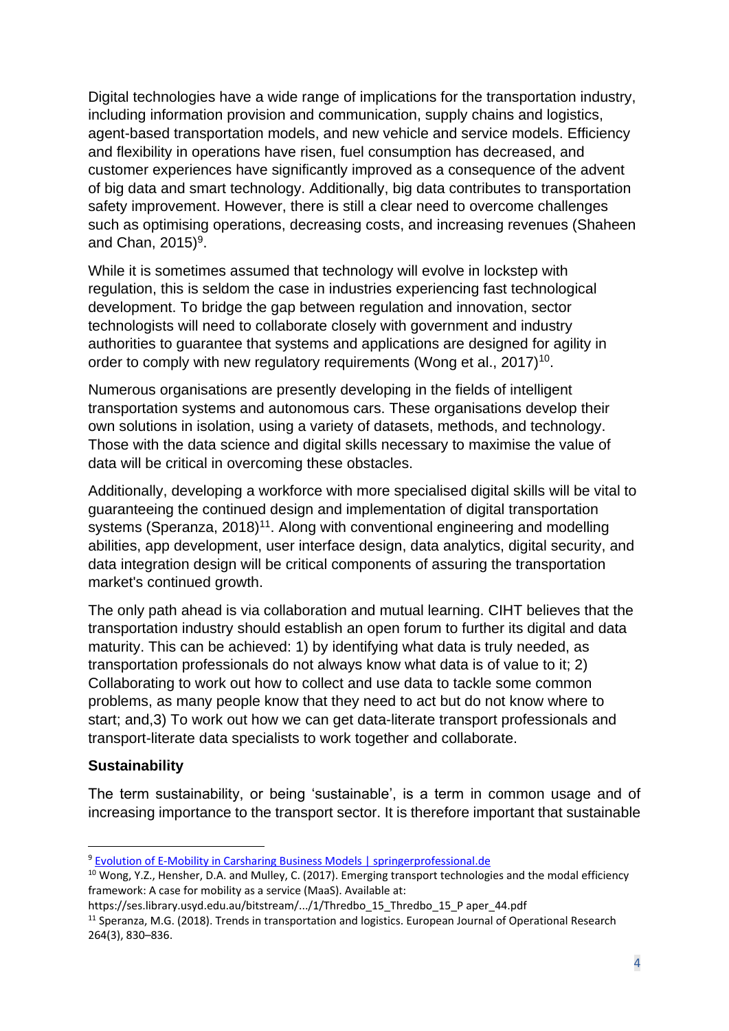Digital technologies have a wide range of implications for the transportation industry, including information provision and communication, supply chains and logistics, agent-based transportation models, and new vehicle and service models. Efficiency and flexibility in operations have risen, fuel consumption has decreased, and customer experiences have significantly improved as a consequence of the advent of big data and smart technology. Additionally, big data contributes to transportation safety improvement. However, there is still a clear need to overcome challenges such as optimising operations, decreasing costs, and increasing revenues (Shaheen and Chan, 2015)[9].

While it is sometimes assumed that technology will evolve in lockstep with regulation, this is seldom the case in industries experiencing fast technological development. To bridge the gap between regulation and innovation, sector technologists will need to collaborate closely with government and industry authorities to guarantee that systems and applications are designed for agility in order to comply with new regulatory requirements (Wong et al., 2017)[10].

Numerous organisations are presently developing in the fields of intelligent transportation systems and autonomous cars. These organisations develop their own solutions in isolation, using a variety of datasets, methods, and technology. Those with the data science and digital skills necessary to maximise the value of data will be critical in overcoming these obstacles.

Additionally, developing a workforce with more specialised digital skills will be vital to guaranteeing the continued design and implementation of digital transportation systems (Speranza, 2018)[11]. Along with conventional engineering and modelling abilities, app development, user interface design, data analytics, digital security, and data integration design will be critical components of assuring the transportation market's continued growth.

The only path ahead is via collaboration and mutual learning. CIHT believes that the transportation industry should establish an open forum to further its digital and data maturity. This can be achieved: 1) by identifying what data is truly needed, as transportation professionals do not always know what data is of value to it; 2) Collaborating to work out how to collect and use data to tackle some common problems, as many people know that they need to act but do not know where to start; and,3) To work out how we can get data-literate transport professionals and transport-literate data specialists to work together and collaborate.

**Sustainability**

The term sustainability, or being 'sustainable', is a term in common usage and of increasing importance to the transport sector. It is therefore important that sustainable

---

[9] Evolution of E-Mobility in Carsharing Business Models | springerprofessional.de

[10] Wong, Y.Z., Hensher, D.A. and Mulley, C. (2017). Emerging transport technologies and the modal efficiency framework: A case for mobility as a service (MaaS). Available at: https://ses.library.usyd.edu.au/bitstream/.../1/Thredbo_15_Thredbo_15_P aper_44.pdf

[11] Speranza, M.G. (2018). Trends in transportation and logistics. European Journal of Operational Research 264(3), 830–836.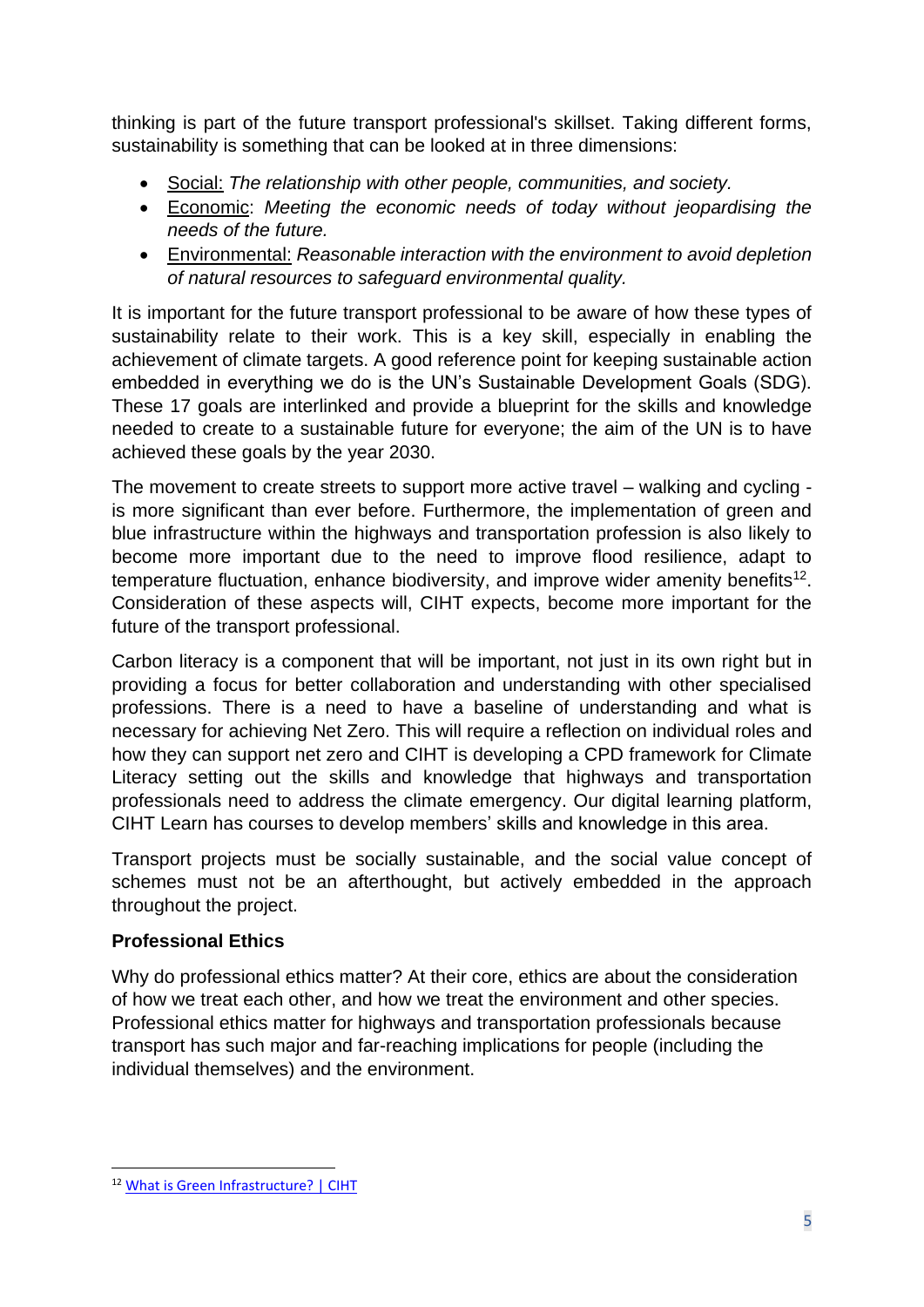thinking is part of the future transport professional's skillset. Taking different forms, sustainability is something that can be looked at in three dimensions:

- Social: *The relationship with other people, communities, and society.*
- Economic: *Meeting the economic needs of today without jeopardising the needs of the future.*
- Environmental: *Reasonable interaction with the environment to avoid depletion of natural resources to safeguard environmental quality.*

It is important for the future transport professional to be aware of how these types of sustainability relate to their work. This is a key skill, especially in enabling the achievement of climate targets. A good reference point for keeping sustainable action embedded in everything we do is the UN's Sustainable Development Goals (SDG). These 17 goals are interlinked and provide a blueprint for the skills and knowledge needed to create to a sustainable future for everyone; the aim of the UN is to have achieved these goals by the year 2030.

The movement to create streets to support more active travel – walking and cycling - is more significant than ever before. Furthermore, the implementation of green and blue infrastructure within the highways and transportation profession is also likely to become more important due to the need to improve flood resilience, adapt to temperature fluctuation, enhance biodiversity, and improve wider amenity benefits[12]. Consideration of these aspects will, CIHT expects, become more important for the future of the transport professional.

Carbon literacy is a component that will be important, not just in its own right but in providing a focus for better collaboration and understanding with other specialised professions. There is a need to have a baseline of understanding and what is necessary for achieving Net Zero. This will require a reflection on individual roles and how they can support net zero and CIHT is developing a CPD framework for Climate Literacy setting out the skills and knowledge that highways and transportation professionals need to address the climate emergency. Our digital learning platform, CIHT Learn has courses to develop members' skills and knowledge in this area.

Transport projects must be socially sustainable, and the social value concept of schemes must not be an afterthought, but actively embedded in the approach throughout the project.

**Professional Ethics**

Why do professional ethics matter? At their core, ethics are about the consideration of how we treat each other, and how we treat the environment and other species. Professional ethics matter for highways and transportation professionals because transport has such major and far-reaching implications for people (including the individual themselves) and the environment.

[12] What is Green Infrastructure? | CIHT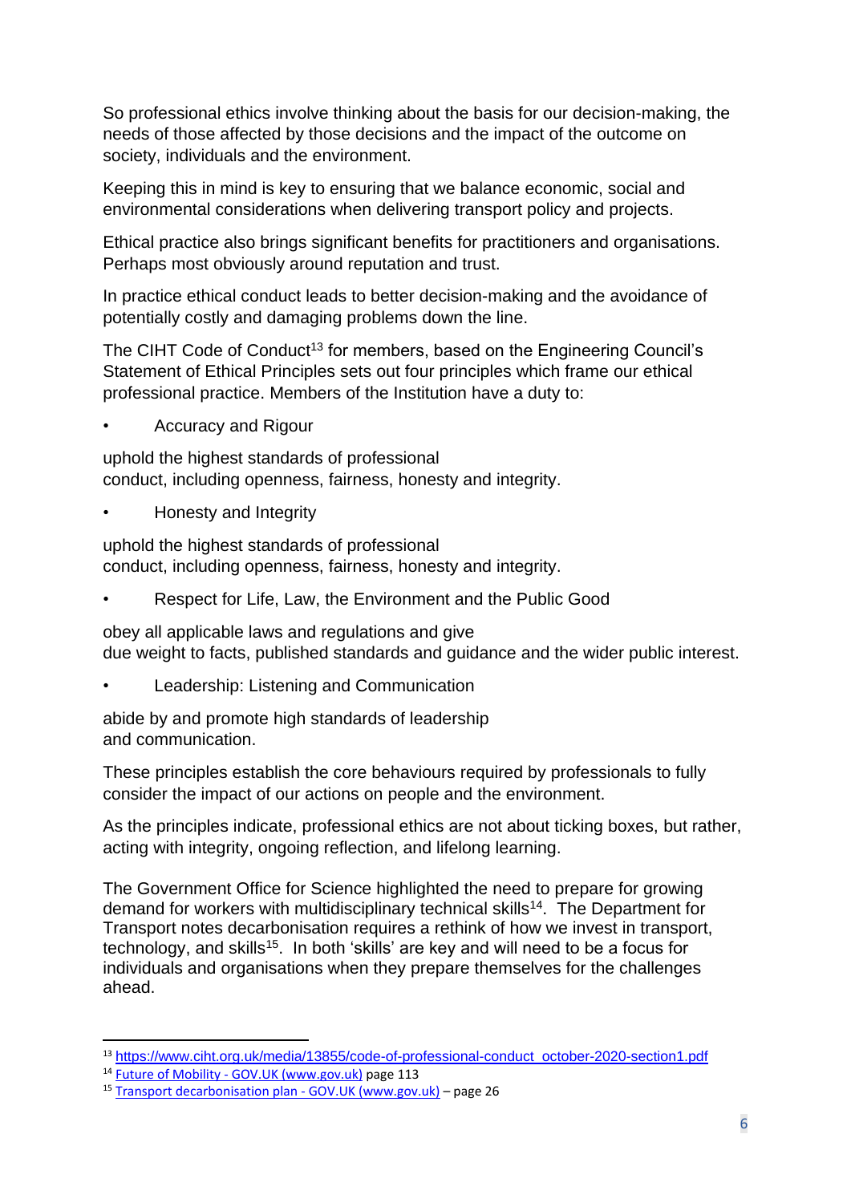So professional ethics involve thinking about the basis for our decision-making, the needs of those affected by those decisions and the impact of the outcome on society, individuals and the environment.

Keeping this in mind is key to ensuring that we balance economic, social and environmental considerations when delivering transport policy and projects.

Ethical practice also brings significant benefits for practitioners and organisations. Perhaps most obviously around reputation and trust.

In practice ethical conduct leads to better decision-making and the avoidance of potentially costly and damaging problems down the line.

The CIHT Code of Conduct[13] for members, based on the Engineering Council's Statement of Ethical Principles sets out four principles which frame our ethical professional practice. Members of the Institution have a duty to:

- Accuracy and Rigour

uphold the highest standards of professional conduct, including openness, fairness, honesty and integrity.

- Honesty and Integrity

uphold the highest standards of professional conduct, including openness, fairness, honesty and integrity.

- Respect for Life, Law, the Environment and the Public Good

obey all applicable laws and regulations and give due weight to facts, published standards and guidance and the wider public interest.

- Leadership: Listening and Communication

abide by and promote high standards of leadership and communication.

These principles establish the core behaviours required by professionals to fully consider the impact of our actions on people and the environment.

As the principles indicate, professional ethics are not about ticking boxes, but rather, acting with integrity, ongoing reflection, and lifelong learning.

The Government Office for Science highlighted the need to prepare for growing demand for workers with multidisciplinary technical skills[14]. The Department for Transport notes decarbonisation requires a rethink of how we invest in transport, technology, and skills[15]. In both 'skills' are key and will need to be a focus for individuals and organisations when they prepare themselves for the challenges ahead.

---

[13] https://www.ciht.org.uk/media/13855/code-of-professional-conduct_october-2020-section1.pdf

[14] Future of Mobility - GOV.UK (www.gov.uk) page 113

[15] Transport decarbonisation plan - GOV.UK (www.gov.uk) – page 26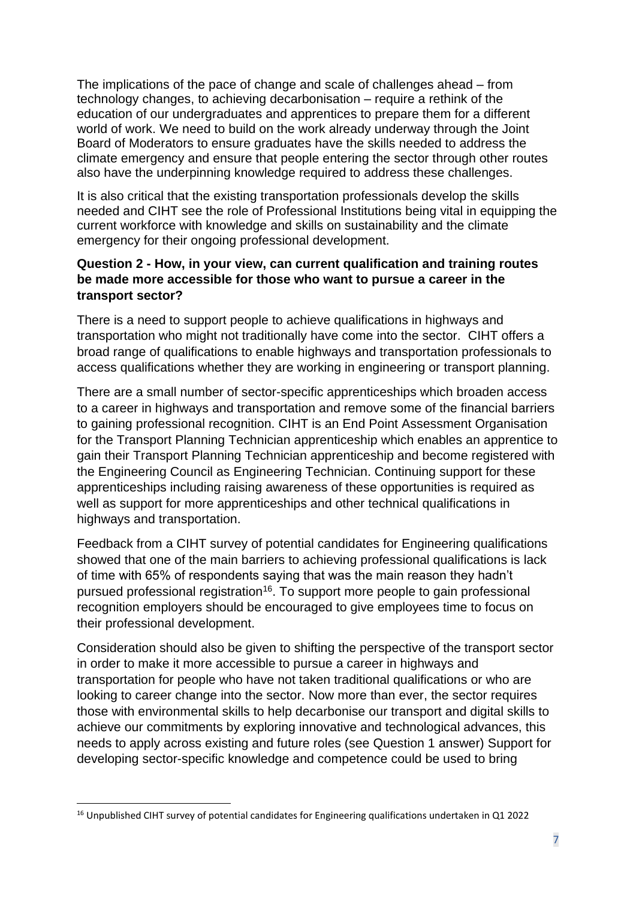The implications of the pace of change and scale of challenges ahead – from technology changes, to achieving decarbonisation – require a rethink of the education of our undergraduates and apprentices to prepare them for a different world of work. We need to build on the work already underway through the Joint Board of Moderators to ensure graduates have the skills needed to address the climate emergency and ensure that people entering the sector through other routes also have the underpinning knowledge required to address these challenges.

It is also critical that the existing transportation professionals develop the skills needed and CIHT see the role of Professional Institutions being vital in equipping the current workforce with knowledge and skills on sustainability and the climate emergency for their ongoing professional development.

**Question 2 - How, in your view, can current qualification and training routes be made more accessible for those who want to pursue a career in the transport sector?**

There is a need to support people to achieve qualifications in highways and transportation who might not traditionally have come into the sector. CIHT offers a broad range of qualifications to enable highways and transportation professionals to access qualifications whether they are working in engineering or transport planning.

There are a small number of sector-specific apprenticeships which broaden access to a career in highways and transportation and remove some of the financial barriers to gaining professional recognition. CIHT is an End Point Assessment Organisation for the Transport Planning Technician apprenticeship which enables an apprentice to gain their Transport Planning Technician apprenticeship and become registered with the Engineering Council as Engineering Technician. Continuing support for these apprenticeships including raising awareness of these opportunities is required as well as support for more apprenticeships and other technical qualifications in highways and transportation.

Feedback from a CIHT survey of potential candidates for Engineering qualifications showed that one of the main barriers to achieving professional qualifications is lack of time with 65% of respondents saying that was the main reason they hadn't pursued professional registration[16]. To support more people to gain professional recognition employers should be encouraged to give employees time to focus on their professional development.

Consideration should also be given to shifting the perspective of the transport sector in order to make it more accessible to pursue a career in highways and transportation for people who have not taken traditional qualifications or who are looking to career change into the sector. Now more than ever, the sector requires those with environmental skills to help decarbonise our transport and digital skills to achieve our commitments by exploring innovative and technological advances, this needs to apply across existing and future roles (see Question 1 answer) Support for developing sector-specific knowledge and competence could be used to bring

[16] Unpublished CIHT survey of potential candidates for Engineering qualifications undertaken in Q1 2022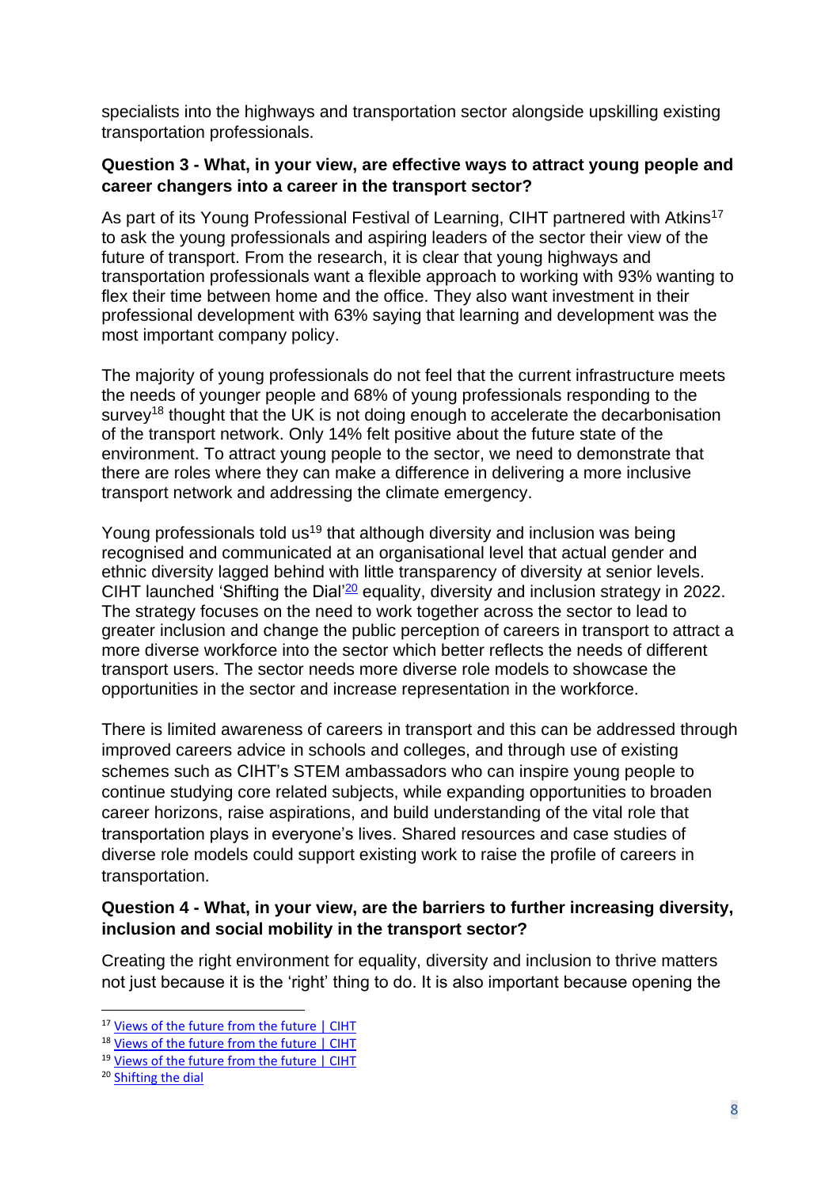specialists into the highways and transportation sector alongside upskilling existing transportation professionals.

**Question 3 - What, in your view, are effective ways to attract young people and career changers into a career in the transport sector?**

As part of its Young Professional Festival of Learning, CIHT partnered with Atkins[17] to ask the young professionals and aspiring leaders of the sector their view of the future of transport. From the research, it is clear that young highways and transportation professionals want a flexible approach to working with 93% wanting to flex their time between home and the office. They also want investment in their professional development with 63% saying that learning and development was the most important company policy.

The majority of young professionals do not feel that the current infrastructure meets the needs of younger people and 68% of young professionals responding to the survey[18] thought that the UK is not doing enough to accelerate the decarbonisation of the transport network. Only 14% felt positive about the future state of the environment. To attract young people to the sector, we need to demonstrate that there are roles where they can make a difference in delivering a more inclusive transport network and addressing the climate emergency.

Young professionals told us[19] that although diversity and inclusion was being recognised and communicated at an organisational level that actual gender and ethnic diversity lagged behind with little transparency of diversity at senior levels. CIHT launched 'Shifting the Dial'[20] equality, diversity and inclusion strategy in 2022. The strategy focuses on the need to work together across the sector to lead to greater inclusion and change the public perception of careers in transport to attract a more diverse workforce into the sector which better reflects the needs of different transport users. The sector needs more diverse role models to showcase the opportunities in the sector and increase representation in the workforce.

There is limited awareness of careers in transport and this can be addressed through improved careers advice in schools and colleges, and through use of existing schemes such as CIHT's STEM ambassadors who can inspire young people to continue studying core related subjects, while expanding opportunities to broaden career horizons, raise aspirations, and build understanding of the vital role that transportation plays in everyone's lives. Shared resources and case studies of diverse role models could support existing work to raise the profile of careers in transportation.

**Question 4 - What, in your view, are the barriers to further increasing diversity, inclusion and social mobility in the transport sector?**

Creating the right environment for equality, diversity and inclusion to thrive matters not just because it is the 'right' thing to do. It is also important because opening the

[17] Views of the future from the future | CIHT
[18] Views of the future from the future | CIHT
[19] Views of the future from the future | CIHT
[20] Shifting the dial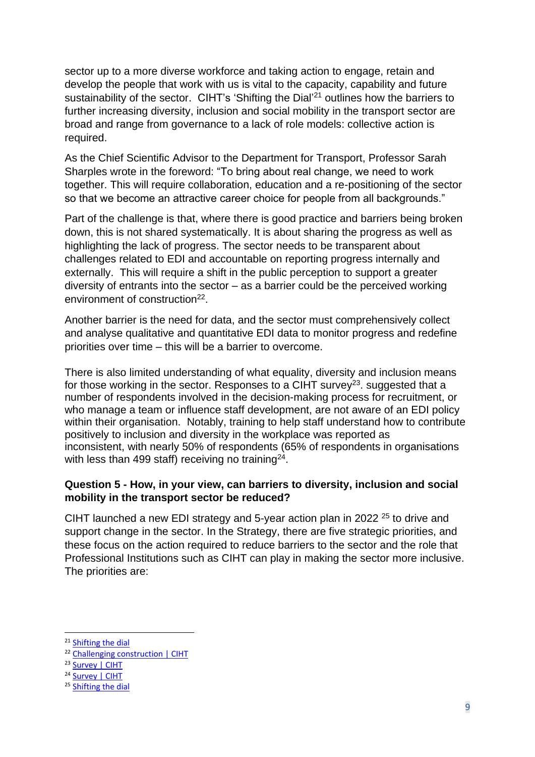sector up to a more diverse workforce and taking action to engage, retain and develop the people that work with us is vital to the capacity, capability and future sustainability of the sector. CIHT's 'Shifting the Dial'[21] outlines how the barriers to further increasing diversity, inclusion and social mobility in the transport sector are broad and range from governance to a lack of role models: collective action is required.

As the Chief Scientific Advisor to the Department for Transport, Professor Sarah Sharples wrote in the foreword: "To bring about real change, we need to work together. This will require collaboration, education and a re-positioning of the sector so that we become an attractive career choice for people from all backgrounds."

Part of the challenge is that, where there is good practice and barriers being broken down, this is not shared systematically. It is about sharing the progress as well as highlighting the lack of progress. The sector needs to be transparent about challenges related to EDI and accountable on reporting progress internally and externally. This will require a shift in the public perception to support a greater diversity of entrants into the sector – as a barrier could be the perceived working environment of construction[22].

Another barrier is the need for data, and the sector must comprehensively collect and analyse qualitative and quantitative EDI data to monitor progress and redefine priorities over time – this will be a barrier to overcome.

There is also limited understanding of what equality, diversity and inclusion means for those working in the sector. Responses to a CIHT survey[23]. suggested that a number of respondents involved in the decision-making process for recruitment, or who manage a team or influence staff development, are not aware of an EDI policy within their organisation. Notably, training to help staff understand how to contribute positively to inclusion and diversity in the workplace was reported as inconsistent, with nearly 50% of respondents (65% of respondents in organisations with less than 499 staff) receiving no training[24].

**Question 5 - How, in your view, can barriers to diversity, inclusion and social mobility in the transport sector be reduced?**

CIHT launched a new EDI strategy and 5-year action plan in 2022 [25] to drive and support change in the sector. In the Strategy, there are five strategic priorities, and these focus on the action required to reduce barriers to the sector and the role that Professional Institutions such as CIHT can play in making the sector more inclusive. The priorities are:

---

[21] Shifting the dial

[22] Challenging construction | CIHT

[23] Survey | CIHT

[24] Survey | CIHT

[25] Shifting the dial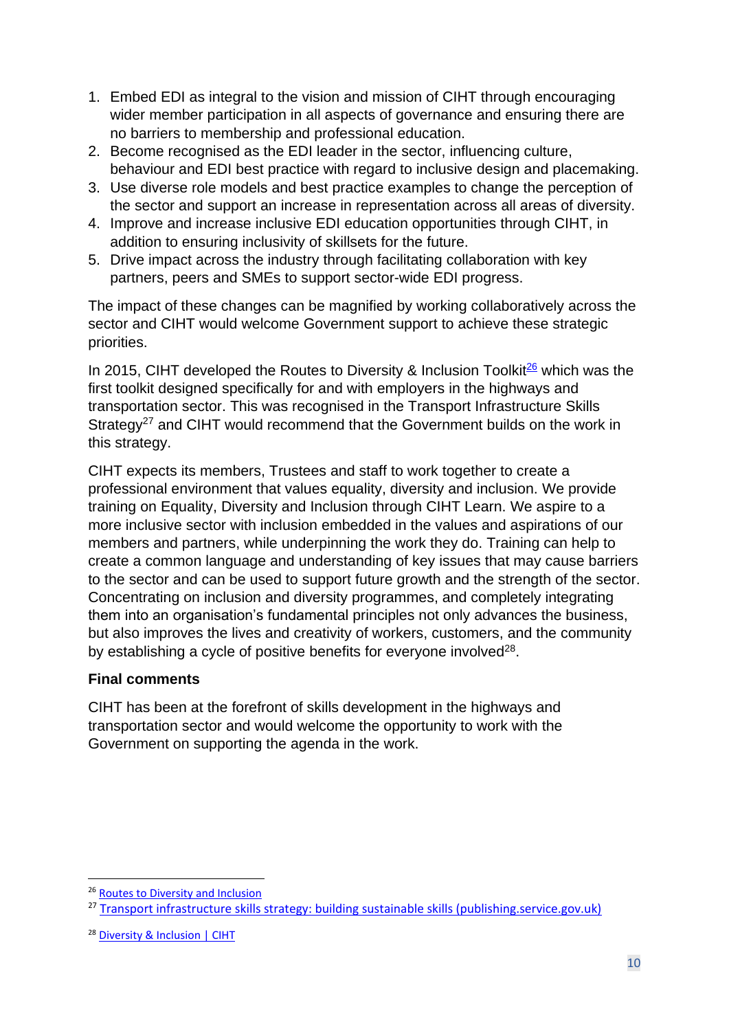1. Embed EDI as integral to the vision and mission of CIHT through encouraging wider member participation in all aspects of governance and ensuring there are no barriers to membership and professional education.
2. Become recognised as the EDI leader in the sector, influencing culture, behaviour and EDI best practice with regard to inclusive design and placemaking.
3. Use diverse role models and best practice examples to change the perception of the sector and support an increase in representation across all areas of diversity.
4. Improve and increase inclusive EDI education opportunities through CIHT, in addition to ensuring inclusivity of skillsets for the future.
5. Drive impact across the industry through facilitating collaboration with key partners, peers and SMEs to support sector-wide EDI progress.

The impact of these changes can be magnified by working collaboratively across the sector and CIHT would welcome Government support to achieve these strategic priorities.

In 2015, CIHT developed the Routes to Diversity & Inclusion Toolkit[26] which was the first toolkit designed specifically for and with employers in the highways and transportation sector. This was recognised in the Transport Infrastructure Skills Strategy[27] and CIHT would recommend that the Government builds on the work in this strategy.

CIHT expects its members, Trustees and staff to work together to create a professional environment that values equality, diversity and inclusion. We provide training on Equality, Diversity and Inclusion through CIHT Learn. We aspire to a more inclusive sector with inclusion embedded in the values and aspirations of our members and partners, while underpinning the work they do. Training can help to create a common language and understanding of key issues that may cause barriers to the sector and can be used to support future growth and the strength of the sector. Concentrating on inclusion and diversity programmes, and completely integrating them into an organisation's fundamental principles not only advances the business, but also improves the lives and creativity of workers, customers, and the community by establishing a cycle of positive benefits for everyone involved[28].

**Final comments**

CIHT has been at the forefront of skills development in the highways and transportation sector and would welcome the opportunity to work with the Government on supporting the agenda in the work.

---

[26] Routes to Diversity and Inclusion

[27] Transport infrastructure skills strategy: building sustainable skills (publishing.service.gov.uk)

[28] Diversity & Inclusion | CIHT